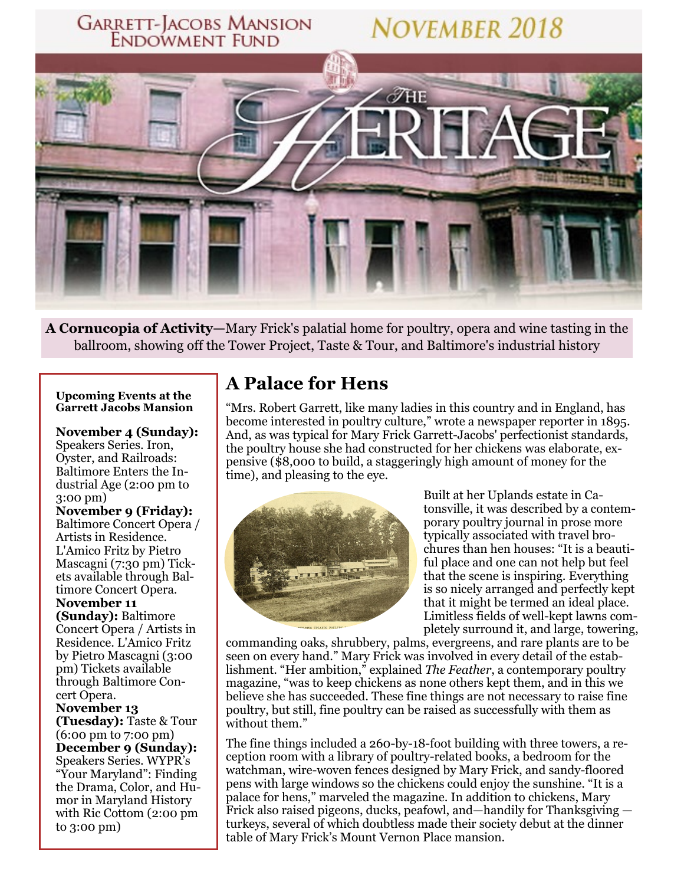# Garrett-Jacobs Mansion Endowment Fund

## November 2018

# The Heritage

**A Cornucopia of Activity**—Mary Frick's palatial home for poultry, opera and wine tasting in the ballroom, showing off the Tower Project, Taste & Tour, and Baltimore's industrial history

**Upcoming Events at the Garrett Jacobs Mansion**

**November 4 (Sunday):** Speakers Series. Iron, Oyster, and Railroads: Baltimore Enters the Industrial Age (2:00 pm to 3:00 pm)

**November 9 (Friday):** Baltimore Concert Opera / Artists in Residence. L'Amico Fritz by Pietro Mascagni (7:30 pm) Tickets available through Baltimore Concert Opera.

**November 11 (Sunday):** Baltimore Concert Opera / Artists in Residence. L'Amico Fritz by Pietro Mascagni (3:00 pm) Tickets available through Baltimore Concert Opera.

**November 13 (Tuesday):** Taste & Tour (6:00 pm to 7:00 pm)

**December 9 (Sunday):** Speakers Series. WYPR's "Your Maryland": Finding the Drama, Color, and Humor in Maryland History with Ric Cottom (2:00 pm to 3:00 pm)

## A Palace for Hens

"Mrs. Robert Garrett, like many ladies in this country and in England, has become interested in poultry culture," wrote a newspaper reporter in 1895. And, as was typical for Mary Frick Garrett-Jacobs' perfectionist standards, the poultry house she had constructed for her chickens was elaborate, expensive ($8,000 to build, a staggeringly high amount of money for the time), and pleasing to the eye.

Built at her Uplands estate in Catonsville, it was described by a contemporary poultry journal in prose more typically associated with travel brochures than hen houses: "It is a beautiful place and one can not help but feel that the scene is inspiring. Everything is so nicely arranged and perfectly kept that it might be termed an ideal place. Limitless fields of well-kept lawns completely surround it, and large, towering, commanding oaks, shrubbery, palms, evergreens, and rare plants are to be seen on every hand." Mary Frick was involved in every detail of the establishment. "Her ambition," explained *The Feather*, a contemporary poultry magazine, "was to keep chickens as none others kept them, and in this we believe she has succeeded. These fine things are not necessary to raise fine poultry, but still, fine poultry can be raised as successfully with them as without them."

The fine things included a 260-by-18-foot building with three towers, a reception room with a library of poultry-related books, a bedroom for the watchman, wire-woven fences designed by Mary Frick, and sandy-floored pens with large windows so the chickens could enjoy the sunshine. "It is a palace for hens," marveled the magazine. In addition to chickens, Mary Frick also raised pigeons, ducks, peafowl, and—handily for Thanksgiving —turkeys, several of which doubtless made their society debut at the dinner table of Mary Frick's Mount Vernon Place mansion.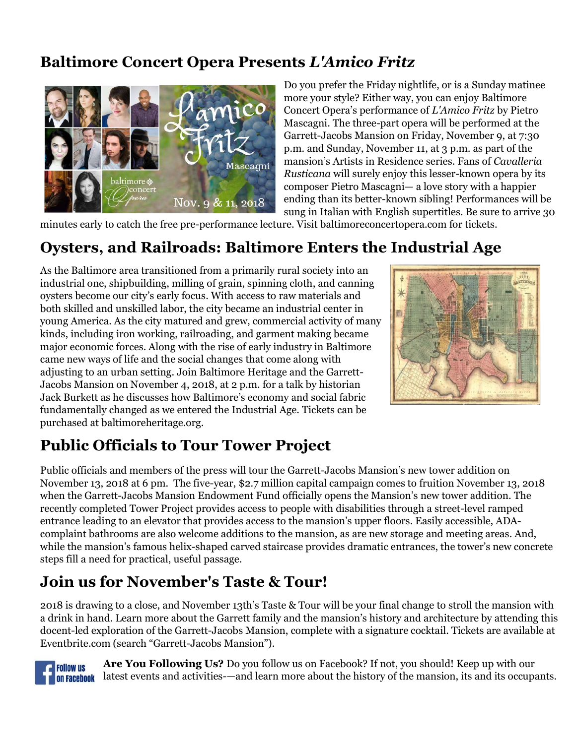## Baltimore Concert Opera Presents *L'Amico Fritz*

Do you prefer the Friday nightlife, or is a Sunday matinee more your style? Either way, you can enjoy Baltimore Concert Opera's performance of *L'Amico Fritz* by Pietro Mascagni. The three-part opera will be performed at the Garrett-Jacobs Mansion on Friday, November 9, at 7:30 p.m. and Sunday, November 11, at 3 p.m. as part of the mansion's Artists in Residence series. Fans of *Cavalleria Rusticana* will surely enjoy this lesser-known opera by its composer Pietro Mascagni— a love story with a happier ending than its better-known sibling! Performances will be sung in Italian with English supertitles. Be sure to arrive 30 minutes early to catch the free pre-performance lecture. Visit baltimoreconcertopera.com for tickets.

## Oysters, and Railroads: Baltimore Enters the Industrial Age

As the Baltimore area transitioned from a primarily rural society into an industrial one, shipbuilding, milling of grain, spinning cloth, and canning oysters become our city's early focus. With access to raw materials and both skilled and unskilled labor, the city became an industrial center in young America. As the city matured and grew, commercial activity of many kinds, including iron working, railroading, and garment making became major economic forces. Along with the rise of early industry in Baltimore came new ways of life and the social changes that come along with adjusting to an urban setting. Join Baltimore Heritage and the Garrett-Jacobs Mansion on November 4, 2018, at 2 p.m. for a talk by historian Jack Burkett as he discusses how Baltimore's economy and social fabric fundamentally changed as we entered the Industrial Age. Tickets can be purchased at baltimoreheritage.org.

## Public Officials to Tour Tower Project

Public officials and members of the press will tour the Garrett-Jacobs Mansion's new tower addition on November 13, 2018 at 6 pm. The five-year, $2.7 million capital campaign comes to fruition November 13, 2018 when the Garrett-Jacobs Mansion Endowment Fund officially opens the Mansion's new tower addition. The recently completed Tower Project provides access to people with disabilities through a street-level ramped entrance leading to an elevator that provides access to the mansion's upper floors. Easily accessible, ADA-complaint bathrooms are also welcome additions to the mansion, as are new storage and meeting areas. And, while the mansion's famous helix-shaped carved staircase provides dramatic entrances, the tower's new concrete steps fill a need for practical, useful passage.

## Join us for November's Taste & Tour!

2018 is drawing to a close, and November 13th's Taste & Tour will be your final change to stroll the mansion with a drink in hand. Learn more about the Garrett family and the mansion's history and architecture by attending this docent-led exploration of the Garrett-Jacobs Mansion, complete with a signature cocktail. Tickets are available at Eventbrite.com (search "Garrett-Jacobs Mansion").

**Are You Following Us?** Do you follow us on Facebook? If not, you should! Keep up with our latest events and activities-—and learn more about the history of the mansion, its and its occupants.